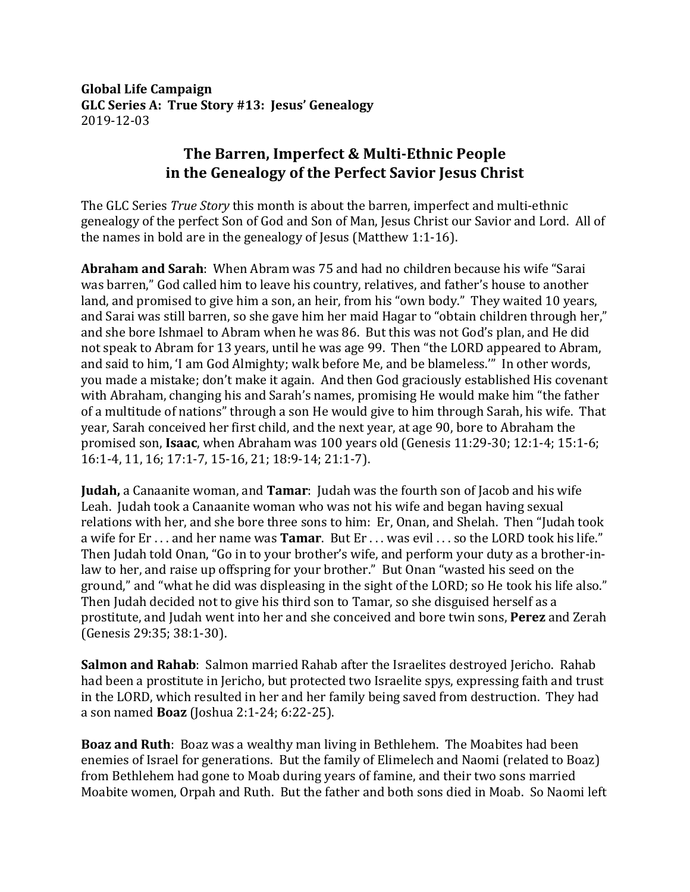**Global Life Campaign**
**GLC Series A: True Story #13: Jesus' Genealogy**
2019-12-03

# The Barren, Imperfect & Multi-Ethnic People in the Genealogy of the Perfect Savior Jesus Christ

The GLC Series *True Story* this month is about the barren, imperfect and multi-ethnic genealogy of the perfect Son of God and Son of Man, Jesus Christ our Savior and Lord. All of the names in bold are in the genealogy of Jesus (Matthew 1:1-16).

**Abraham and Sarah**: When Abram was 75 and had no children because his wife "Sarai was barren," God called him to leave his country, relatives, and father's house to another land, and promised to give him a son, an heir, from his "own body." They waited 10 years, and Sarai was still barren, so she gave him her maid Hagar to "obtain children through her," and she bore Ishmael to Abram when he was 86. But this was not God's plan, and He did not speak to Abram for 13 years, until he was age 99. Then "the LORD appeared to Abram, and said to him, 'I am God Almighty; walk before Me, and be blameless.'" In other words, you made a mistake; don't make it again. And then God graciously established His covenant with Abraham, changing his and Sarah's names, promising He would make him "the father of a multitude of nations" through a son He would give to him through Sarah, his wife. That year, Sarah conceived her first child, and the next year, at age 90, bore to Abraham the promised son, **Isaac**, when Abraham was 100 years old (Genesis 11:29-30; 12:1-4; 15:1-6; 16:1-4, 11, 16; 17:1-7, 15-16, 21; 18:9-14; 21:1-7).

**Judah,** a Canaanite woman, and **Tamar**: Judah was the fourth son of Jacob and his wife Leah. Judah took a Canaanite woman who was not his wife and began having sexual relations with her, and she bore three sons to him: Er, Onan, and Shelah. Then "Judah took a wife for Er . . . and her name was **Tamar**. But Er . . . was evil . . . so the LORD took his life." Then Judah told Onan, "Go in to your brother's wife, and perform your duty as a brother-in-law to her, and raise up offspring for your brother." But Onan "wasted his seed on the ground," and "what he did was displeasing in the sight of the LORD; so He took his life also." Then Judah decided not to give his third son to Tamar, so she disguised herself as a prostitute, and Judah went into her and she conceived and bore twin sons, **Perez** and Zerah (Genesis 29:35; 38:1-30).

**Salmon and Rahab**: Salmon married Rahab after the Israelites destroyed Jericho. Rahab had been a prostitute in Jericho, but protected two Israelite spys, expressing faith and trust in the LORD, which resulted in her and her family being saved from destruction. They had a son named **Boaz** (Joshua 2:1-24; 6:22-25).

**Boaz and Ruth**: Boaz was a wealthy man living in Bethlehem. The Moabites had been enemies of Israel for generations. But the family of Elimelech and Naomi (related to Boaz) from Bethlehem had gone to Moab during years of famine, and their two sons married Moabite women, Orpah and Ruth. But the father and both sons died in Moab. So Naomi left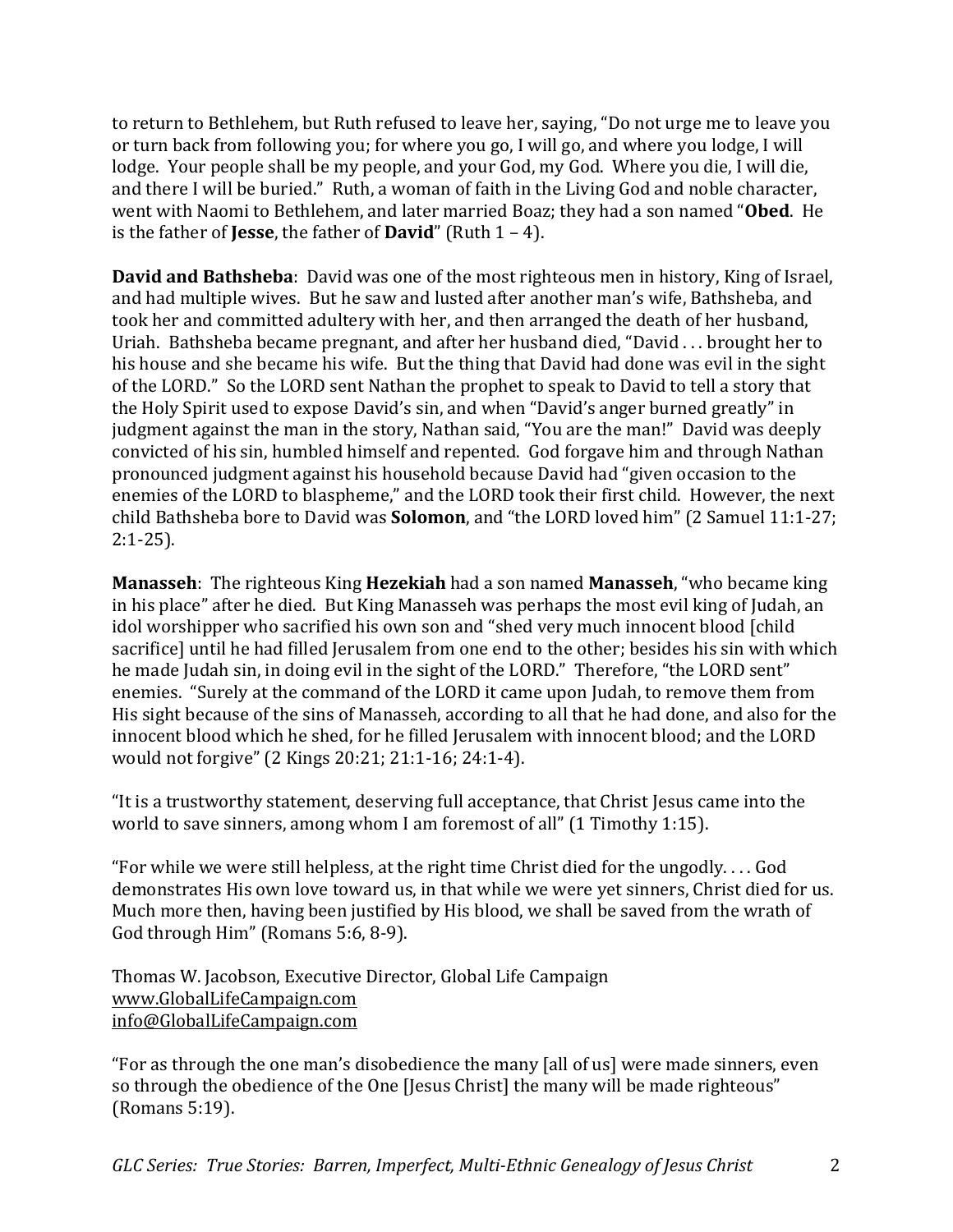to return to Bethlehem, but Ruth refused to leave her, saying, "Do not urge me to leave you or turn back from following you; for where you go, I will go, and where you lodge, I will lodge. Your people shall be my people, and your God, my God. Where you die, I will die, and there I will be buried." Ruth, a woman of faith in the Living God and noble character, went with Naomi to Bethlehem, and later married Boaz; they had a son named "**Obed**. He is the father of **Jesse**, the father of **David**" (Ruth 1 – 4).

**David and Bathsheba**: David was one of the most righteous men in history, King of Israel, and had multiple wives. But he saw and lusted after another man's wife, Bathsheba, and took her and committed adultery with her, and then arranged the death of her husband, Uriah. Bathsheba became pregnant, and after her husband died, "David . . . brought her to his house and she became his wife. But the thing that David had done was evil in the sight of the LORD." So the LORD sent Nathan the prophet to speak to David to tell a story that the Holy Spirit used to expose David's sin, and when "David's anger burned greatly" in judgment against the man in the story, Nathan said, "You are the man!" David was deeply convicted of his sin, humbled himself and repented. God forgave him and through Nathan pronounced judgment against his household because David had "given occasion to the enemies of the LORD to blaspheme," and the LORD took their first child. However, the next child Bathsheba bore to David was **Solomon**, and "the LORD loved him" (2 Samuel 11:1-27; 2:1-25).

**Manasseh**: The righteous King **Hezekiah** had a son named **Manasseh**, "who became king in his place" after he died. But King Manasseh was perhaps the most evil king of Judah, an idol worshipper who sacrified his own son and "shed very much innocent blood [child sacrifice] until he had filled Jerusalem from one end to the other; besides his sin with which he made Judah sin, in doing evil in the sight of the LORD." Therefore, "the LORD sent" enemies. "Surely at the command of the LORD it came upon Judah, to remove them from His sight because of the sins of Manasseh, according to all that he had done, and also for the innocent blood which he shed, for he filled Jerusalem with innocent blood; and the LORD would not forgive" (2 Kings 20:21; 21:1-16; 24:1-4).

"It is a trustworthy statement, deserving full acceptance, that Christ Jesus came into the world to save sinners, among whom I am foremost of all" (1 Timothy 1:15).

"For while we were still helpless, at the right time Christ died for the ungodly. . . . God demonstrates His own love toward us, in that while we were yet sinners, Christ died for us. Much more then, having been justified by His blood, we shall be saved from the wrath of God through Him" (Romans 5:6, 8-9).

Thomas W. Jacobson, Executive Director, Global Life Campaign
www.GlobalLifeCampaign.com
info@GlobalLifeCampaign.com

"For as through the one man's disobedience the many [all of us] were made sinners, even so through the obedience of the One [Jesus Christ] the many will be made righteous" (Romans 5:19).